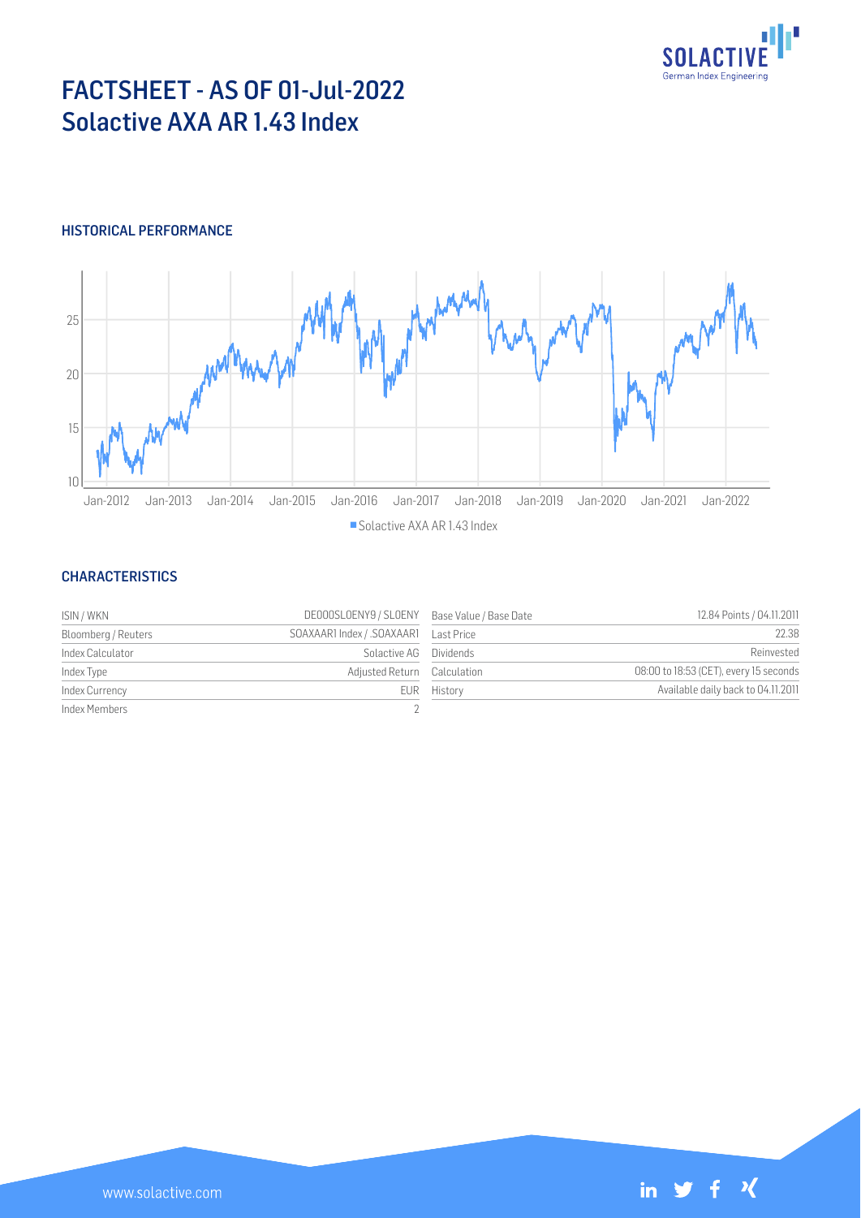# FACTSHEET - AS OF 01-Jul-2022
# Solactive AXA AR 1.43 Index

## HISTORICAL PERFORMANCE

## CHARACTERISTICS

| | | | |
|---|---|---|---|
| ISIN / WKN | DE000SL0ENY9 / SL0ENY | Base Value / Base Date | 12.84 Points / 04.11.2011 |
| Bloomberg / Reuters | SOAXAAR1 Index / .SOAXAAR1 | Last Price | 22.38 |
| Index Calculator | Solactive AG | Dividends | Reinvested |
| Index Type | Adjusted Return | Calculation | 08:00 to 18:53 (CET), every 15 seconds |
| Index Currency | EUR | History | Available daily back to 04.11.2011 |
| Index Members | 2 | | |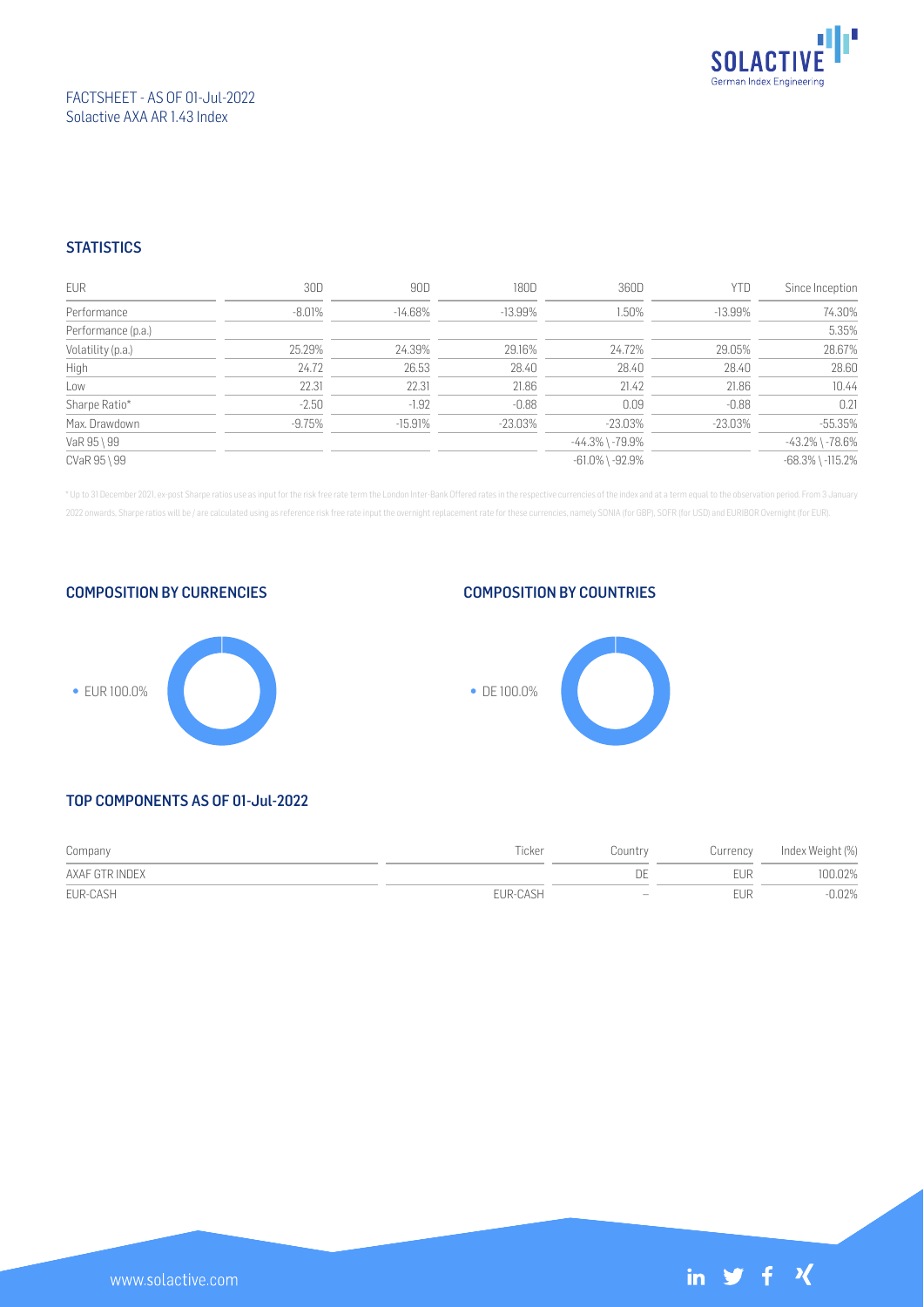FACTSHEET - AS OF 01-Jul-2022
Solactive AXA AR 1.43 Index

## STATISTICS

| EUR | 30D | 90D | 180D | 360D | YTD | Since Inception |
|---|---|---|---|---|---|---|
| Performance | -8.01% | -14.68% | -13.99% | 1.50% | -13.99% | 74.30% |
| Performance (p.a.) | | | | | | 5.35% |
| Volatility (p.a.) | 25.29% | 24.39% | 29.16% | 24.72% | 29.05% | 28.67% |
| High | 24.72 | 26.53 | 28.40 | 28.40 | 28.40 | 28.60 |
| Low | 22.31 | 22.31 | 21.86 | 21.42 | 21.86 | 10.44 |
| Sharpe Ratio* | -2.50 | -1.92 | -0.88 | 0.09 | -0.88 | 0.21 |
| Max. Drawdown | -9.75% | -15.91% | -23.03% | -23.03% | -23.03% | -55.35% |
| VaR 95 \ 99 | | | | -44.3% \ -79.9% | | -43.2% \ -78.6% |
| CVaR 95 \ 99 | | | | -61.0% \ -92.9% | | -68.3% \ -115.2% |

* Up to 31 December 2021, ex-post Sharpe ratios use as input for the risk free rate term the London Inter-Bank Offered rates in the respective currencies of the index and at a term equal to the observation period. From 3 January 2022 onwards, Sharpe ratios will be / are calculated using as reference risk free rate input the overnight replacement rate for these currencies, namely SONIA (for GBP), SOFR (for USD) and EURIBOR Overnight (for EUR).

## COMPOSITION BY CURRENCIES

- EUR 100.0%

## COMPOSITION BY COUNTRIES

- DE 100.0%

## TOP COMPONENTS AS OF 01-Jul-2022

| Company | Ticker | Country | Currency | Index Weight (%) |
|---|---|---|---|---|
| AXAF GTR INDEX | | DE | EUR | 100.02% |
| EUR-CASH | EUR-CASH | – | EUR | -0.02% |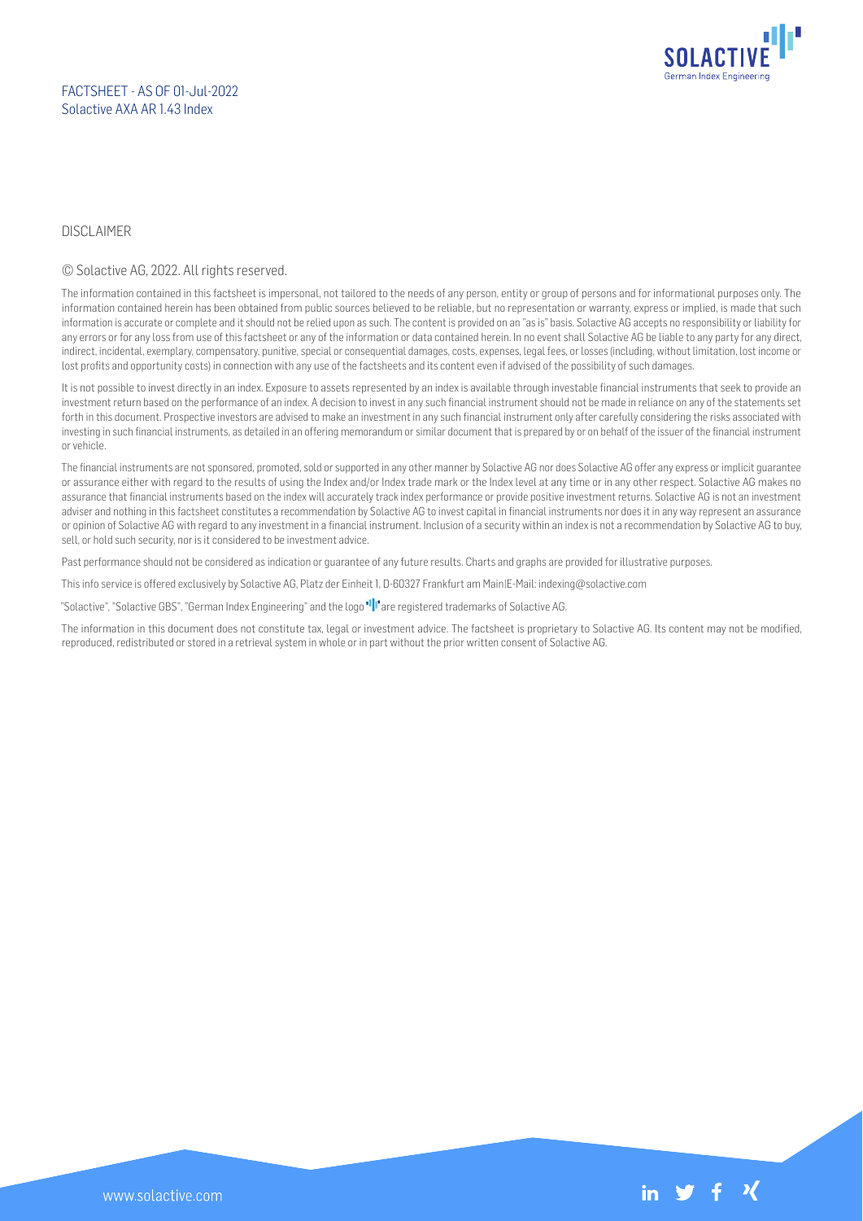## DISCLAIMER

© Solactive AG, 2022. All rights reserved.

The information contained in this factsheet is impersonal, not tailored to the needs of any person, entity or group of persons and for informational purposes only. The information contained herein has been obtained from public sources believed to be reliable, but no representation or warranty, express or implied, is made that such information is accurate or complete and it should not be relied upon as such. The content is provided on an "as is" basis. Solactive AG accepts no responsibility or liability for any errors or for any loss from use of this factsheet or any of the information or data contained herein. In no event shall Solactive AG be liable to any party for any direct, indirect, incidental, exemplary, compensatory, punitive, special or consequential damages, costs, expenses, legal fees, or losses (including, without limitation, lost income or lost profits and opportunity costs) in connection with any use of the factsheets and its content even if advised of the possibility of such damages.

It is not possible to invest directly in an index. Exposure to assets represented by an index is available through investable financial instruments that seek to provide an investment return based on the performance of an index. A decision to invest in any such financial instrument should not be made in reliance on any of the statements set forth in this document. Prospective investors are advised to make an investment in any such financial instrument only after carefully considering the risks associated with investing in such financial instruments, as detailed in an offering memorandum or similar document that is prepared by or on behalf of the issuer of the financial instrument or vehicle.

The financial instruments are not sponsored, promoted, sold or supported in any other manner by Solactive AG nor does Solactive AG offer any express or implicit guarantee or assurance either with regard to the results of using the Index and/or Index trade mark or the Index level at any time or in any other respect. Solactive AG makes no assurance that financial instruments based on the index will accurately track index performance or provide positive investment returns. Solactive AG is not an investment adviser and nothing in this factsheet constitutes a recommendation by Solactive AG to invest capital in financial instruments nor does it in any way represent an assurance or opinion of Solactive AG with regard to any investment in a financial instrument. Inclusion of a security within an index is not a recommendation by Solactive AG to buy, sell, or hold such security, nor is it considered to be investment advice.

Past performance should not be considered as indication or guarantee of any future results. Charts and graphs are provided for illustrative purposes.

This info service is offered exclusively by Solactive AG, Platz der Einheit 1, D-60327 Frankfurt am Main|E-Mail: indexing@solactive.com

"Solactive", "Solactive GBS", "German Index Engineering" and the logo are registered trademarks of Solactive AG.

The information in this document does not constitute tax, legal or investment advice. The factsheet is proprietary to Solactive AG. Its content may not be modified, reproduced, redistributed or stored in a retrieval system in whole or in part without the prior written consent of Solactive AG.